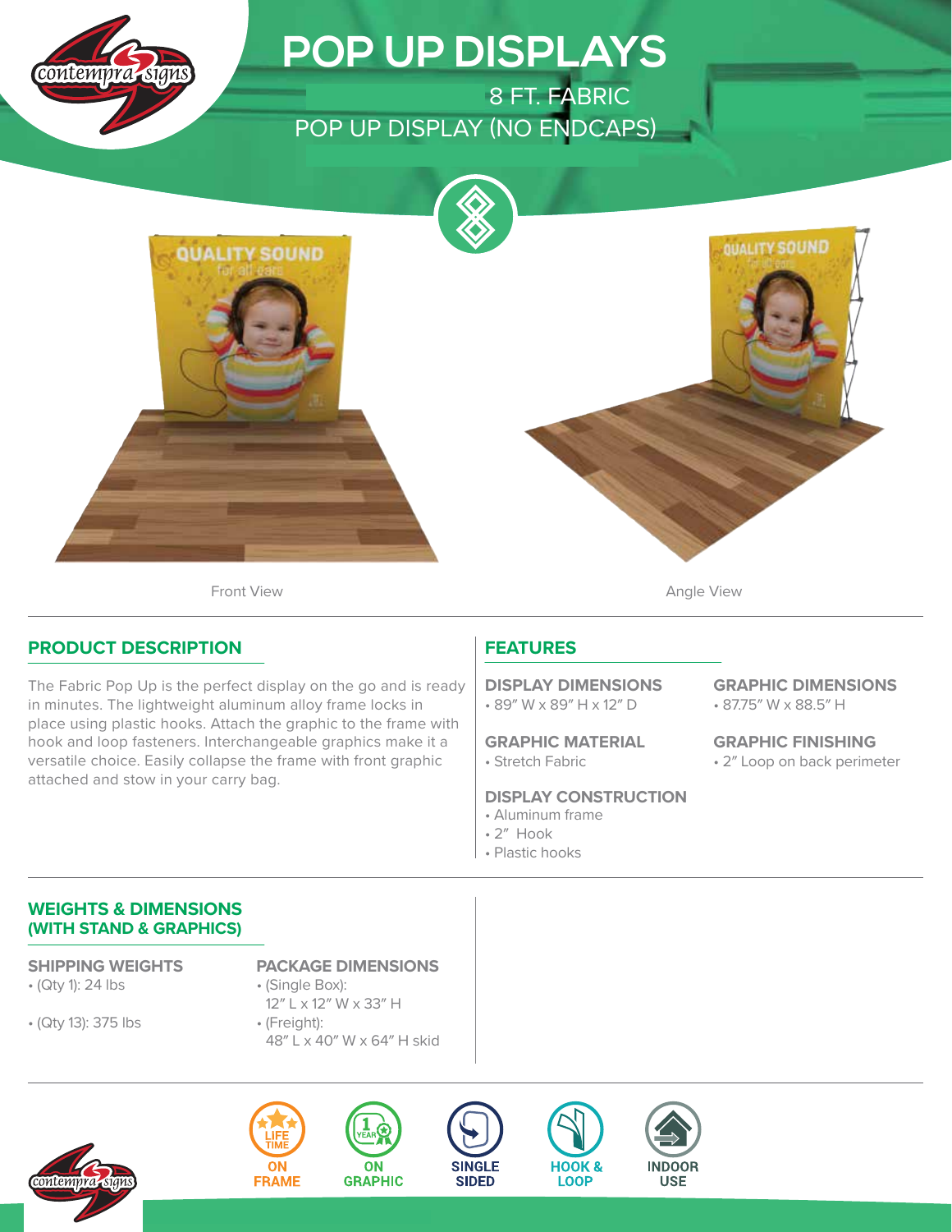# POP UP DISPLAYS

8 FT. FABRIC
POP UP DISPLAY (NO ENDCAPS)

Front View

Angle View

## PRODUCT DESCRIPTION

The Fabric Pop Up is the perfect display on the go and is ready in minutes. The lightweight aluminum alloy frame locks in place using plastic hooks. Attach the graphic to the frame with hook and loop fasteners. Interchangeable graphics make it a versatile choice. Easily collapse the frame with front graphic attached and stow in your carry bag.

## FEATURES

### DISPLAY DIMENSIONS
- 89″ W x 89″ H x 12″ D

### GRAPHIC DIMENSIONS
- 87.75″ W x 88.5″ H

### GRAPHIC MATERIAL
- Stretch Fabric

### GRAPHIC FINISHING
- 2″ Loop on back perimeter

### DISPLAY CONSTRUCTION
- Aluminum frame
- 2″ Hook
- Plastic hooks

## WEIGHTS & DIMENSIONS (WITH STAND & GRAPHICS)

### SHIPPING WEIGHTS
- (Qty 1): 24 lbs
- (Qty 13): 375 lbs

### PACKAGE DIMENSIONS
- (Single Box): 12″ L x 12″ W x 33″ H
- (Freight): 48″ L x 40″ W x 64″ H skid

LIFE TIME ON FRAME

1 YEAR ON GRAPHIC

SINGLE SIDED

HOOK & LOOP

INDOOR USE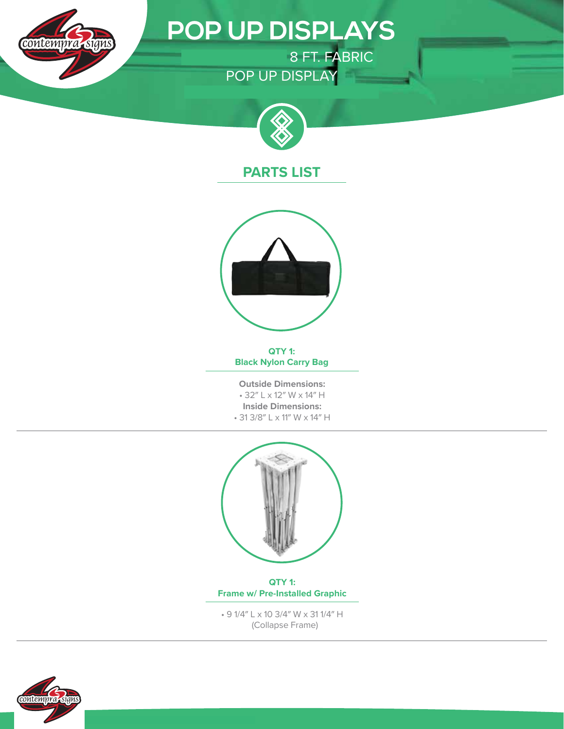# POP UP DISPLAYS

8 FT. FABRIC
POP UP DISPLAY

## PARTS LIST

**QTY 1:**
**Black Nylon Carry Bag**

**Outside Dimensions:**
- 32″ L x 12″ W x 14″ H

**Inside Dimensions:**
- 31 3/8″ L x 11″ W x 14″ H

**QTY 1:**
**Frame w/ Pre-Installed Graphic**

- 9 1/4″ L x 10 3/4″ W x 31 1/4″ H
(Collapse Frame)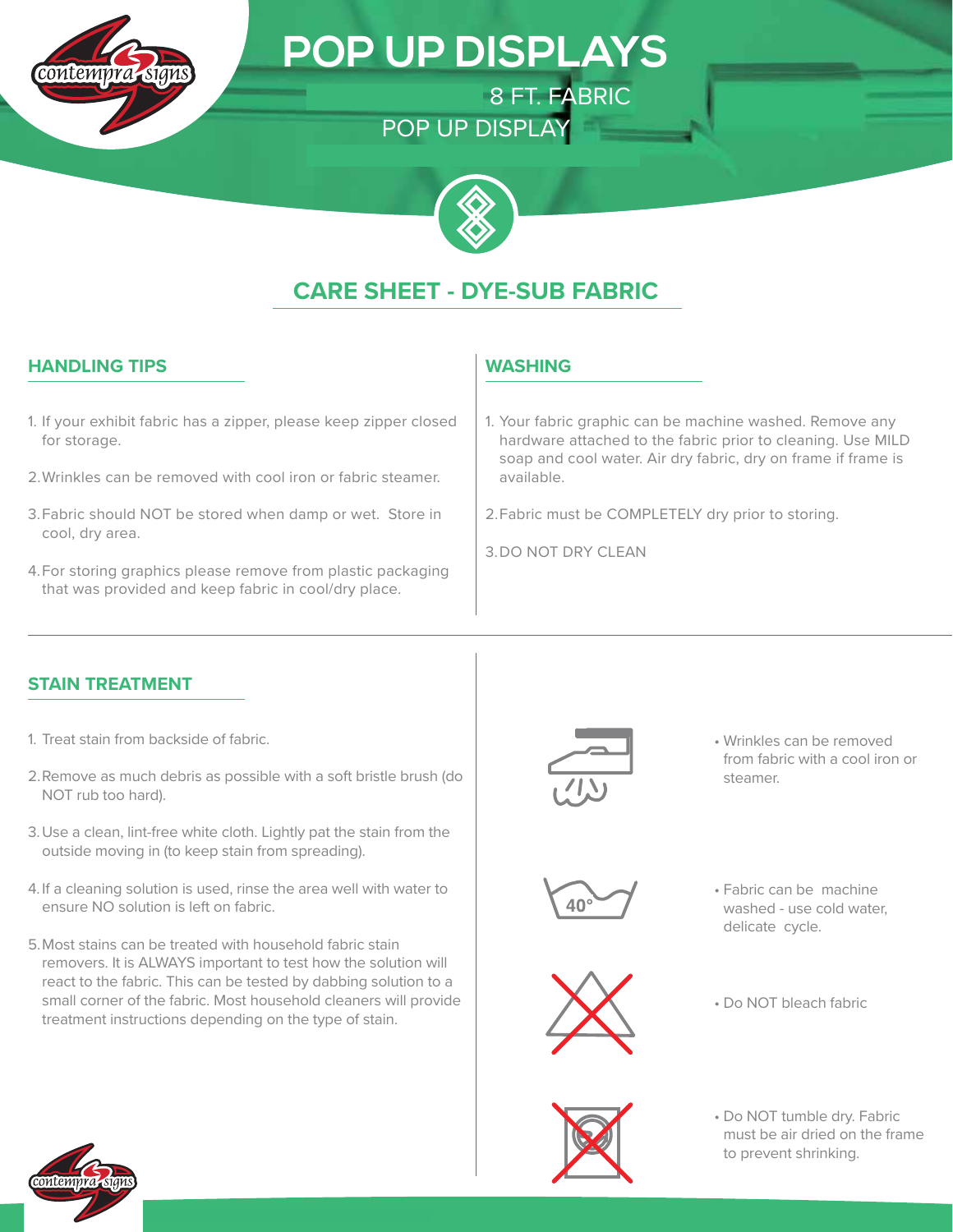# POP UP DISPLAYS

8 FT. FABRIC
POP UP DISPLAY

## CARE SHEET - DYE-SUB FABRIC

### HANDLING TIPS

1. If your exhibit fabric has a zipper, please keep zipper closed for storage.
2. Wrinkles can be removed with cool iron or fabric steamer.
3. Fabric should NOT be stored when damp or wet. Store in cool, dry area.
4. For storing graphics please remove from plastic packaging that was provided and keep fabric in cool/dry place.

### WASHING

1. Your fabric graphic can be machine washed. Remove any hardware attached to the fabric prior to cleaning. Use MILD soap and cool water. Air dry fabric, dry on frame if frame is available.
2. Fabric must be COMPLETELY dry prior to storing.
3. DO NOT DRY CLEAN

### STAIN TREATMENT

1. Treat stain from backside of fabric.
2. Remove as much debris as possible with a soft bristle brush (do NOT rub too hard).
3. Use a clean, lint-free white cloth. Lightly pat the stain from the outside moving in (to keep stain from spreading).
4. If a cleaning solution is used, rinse the area well with water to ensure NO solution is left on fabric.
5. Most stains can be treated with household fabric stain removers. It is ALWAYS important to test how the solution will react to the fabric. This can be tested by dabbing solution to a small corner of the fabric. Most household cleaners will provide treatment instructions depending on the type of stain.

- Wrinkles can be removed from fabric with a cool iron or steamer.

40°

- Fabric can be machine washed - use cold water, delicate cycle.
- Do NOT bleach fabric
- Do NOT tumble dry. Fabric must be air dried on the frame to prevent shrinking.